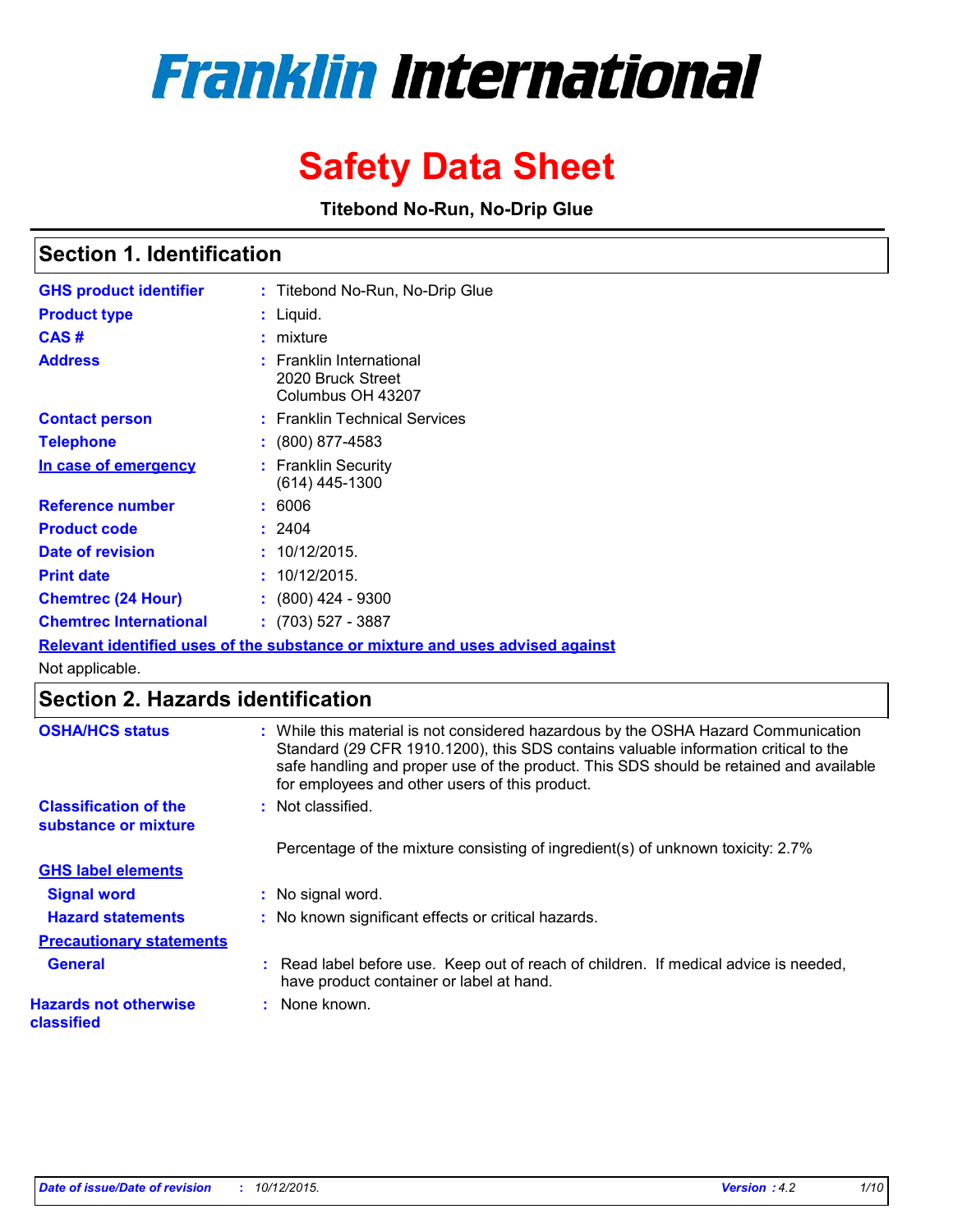# Franklin International

# Safety Data Sheet

**Titebond No-Run, No-Drip Glue**

## Section 1. Identification

| | |
|---|---|
| **GHS product identifier** | : Titebond No-Run, No-Drip Glue |
| **Product type** | : Liquid. |
| **CAS #** | : mixture |
| **Address** | : Franklin International<br>2020 Bruck Street<br>Columbus OH 43207 |
| **Contact person** | : Franklin Technical Services |
| **Telephone** | : (800) 877-4583 |
| **In case of emergency** | : Franklin Security<br>(614) 445-1300 |
| **Reference number** | : 6006 |
| **Product code** | : 2404 |
| **Date of revision** | : 10/12/2015. |
| **Print date** | : 10/12/2015. |
| **Chemtrec (24 Hour)** | : (800) 424 - 9300 |
| **Chemtrec International** | : (703) 527 - 3887 |

**Relevant identified uses of the substance or mixture and uses advised against**

Not applicable.

## Section 2. Hazards identification

| | |
|---|---|
| **OSHA/HCS status** | : While this material is not considered hazardous by the OSHA Hazard Communication Standard (29 CFR 1910.1200), this SDS contains valuable information critical to the safe handling and proper use of the product. This SDS should be retained and available for employees and other users of this product. |
| **Classification of the substance or mixture** | : Not classified. |
| | Percentage of the mixture consisting of ingredient(s) of unknown toxicity: 2.7% |

**GHS label elements**

| | |
|---|---|
| **Signal word** | : No signal word. |
| **Hazard statements** | : No known significant effects or critical hazards. |

**Precautionary statements**

| | |
|---|---|
| **General** | : Read label before use. Keep out of reach of children. If medical advice is needed, have product container or label at hand. |
| **Hazards not otherwise classified** | : None known. |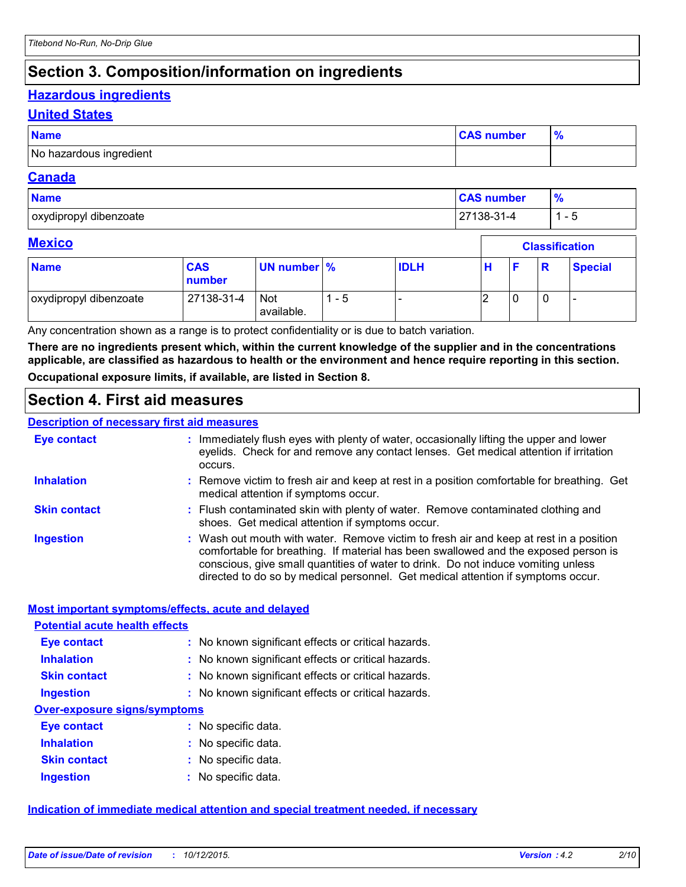## Section 3. Composition/information on ingredients

### Hazardous ingredients

### United States

| Name | CAS number | % |
|---|---|---|
| No hazardous ingredient | | |

### Canada

| Name | CAS number | % |
|---|---|---|
| oxydipropyl dibenzoate | 27138-31-4 | 1 - 5 |

### Mexico

| | | | | | Classification | | | |
|---|---|---|---|---|---|---|---|---|
| **Name** | **CAS number** | **UN number** | **%** | **IDLH** | **H** | **F** | **R** | **Special** |
| oxydipropyl dibenzoate | 27138-31-4 | Not available. | 1 - 5 | - | 2 | 0 | 0 | - |

Any concentration shown as a range is to protect confidentiality or is due to batch variation.

**There are no ingredients present which, within the current knowledge of the supplier and in the concentrations applicable, are classified as hazardous to health or the environment and hence require reporting in this section.**

**Occupational exposure limits, if available, are listed in Section 8.**

## Section 4. First aid measures

### Description of necessary first aid measures

**Eye contact** : Immediately flush eyes with plenty of water, occasionally lifting the upper and lower eyelids. Check for and remove any contact lenses. Get medical attention if irritation occurs.

**Inhalation** : Remove victim to fresh air and keep at rest in a position comfortable for breathing. Get medical attention if symptoms occur.

**Skin contact** : Flush contaminated skin with plenty of water. Remove contaminated clothing and shoes. Get medical attention if symptoms occur.

**Ingestion** : Wash out mouth with water. Remove victim to fresh air and keep at rest in a position comfortable for breathing. If material has been swallowed and the exposed person is conscious, give small quantities of water to drink. Do not induce vomiting unless directed to do so by medical personnel. Get medical attention if symptoms occur.

### Most important symptoms/effects, acute and delayed

#### Potential acute health effects

**Eye contact** : No known significant effects or critical hazards.

**Inhalation** : No known significant effects or critical hazards.

**Skin contact** : No known significant effects or critical hazards.

**Ingestion** : No known significant effects or critical hazards.

#### Over-exposure signs/symptoms

**Eye contact** : No specific data.

**Inhalation** : No specific data.

**Skin contact** : No specific data.

**Ingestion** : No specific data.

### Indication of immediate medical attention and special treatment needed, if necessary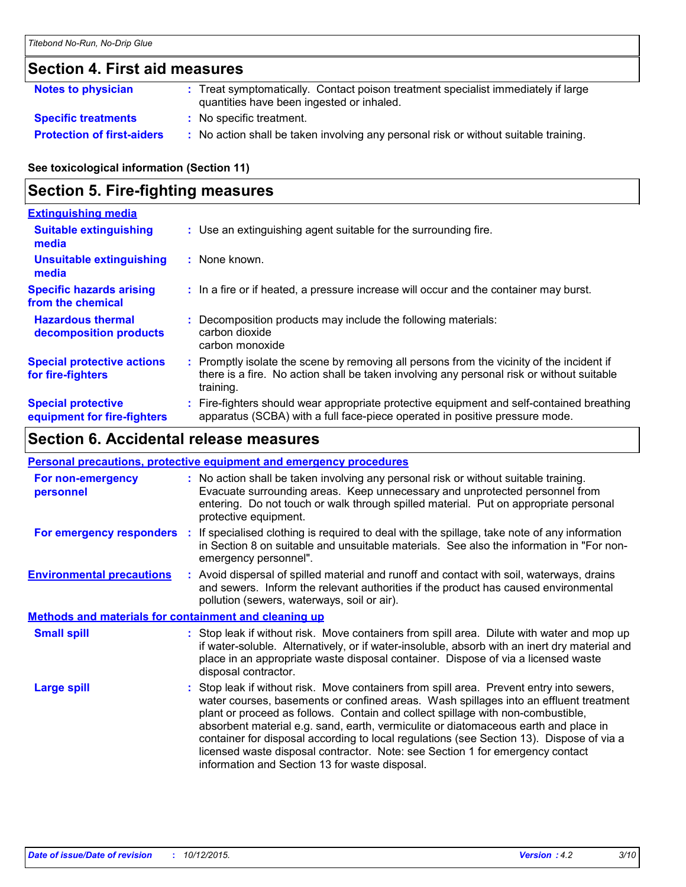## Section 4. First aid measures

**Notes to physician** : Treat symptomatically. Contact poison treatment specialist immediately if large quantities have been ingested or inhaled.

**Specific treatments** : No specific treatment.

**Protection of first-aiders** : No action shall be taken involving any personal risk or without suitable training.

**See toxicological information (Section 11)**

## Section 5. Fire-fighting measures

**Extinguishing media**

**Suitable extinguishing media** : Use an extinguishing agent suitable for the surrounding fire.

**Unsuitable extinguishing media** : None known.

**Specific hazards arising from the chemical** : In a fire or if heated, a pressure increase will occur and the container may burst.

**Hazardous thermal decomposition products** : Decomposition products may include the following materials:
carbon dioxide
carbon monoxide

**Special protective actions for fire-fighters** : Promptly isolate the scene by removing all persons from the vicinity of the incident if there is a fire. No action shall be taken involving any personal risk or without suitable training.

**Special protective equipment for fire-fighters** : Fire-fighters should wear appropriate protective equipment and self-contained breathing apparatus (SCBA) with a full face-piece operated in positive pressure mode.

## Section 6. Accidental release measures

**Personal precautions, protective equipment and emergency procedures**

**For non-emergency personnel** : No action shall be taken involving any personal risk or without suitable training. Evacuate surrounding areas. Keep unnecessary and unprotected personnel from entering. Do not touch or walk through spilled material. Put on appropriate personal protective equipment.

**For emergency responders** : If specialised clothing is required to deal with the spillage, take note of any information in Section 8 on suitable and unsuitable materials. See also the information in "For non-emergency personnel".

**Environmental precautions** : Avoid dispersal of spilled material and runoff and contact with soil, waterways, drains and sewers. Inform the relevant authorities if the product has caused environmental pollution (sewers, waterways, soil or air).

**Methods and materials for containment and cleaning up**

**Small spill** : Stop leak if without risk. Move containers from spill area. Dilute with water and mop up if water-soluble. Alternatively, or if water-insoluble, absorb with an inert dry material and place in an appropriate waste disposal container. Dispose of via a licensed waste disposal contractor.

**Large spill** : Stop leak if without risk. Move containers from spill area. Prevent entry into sewers, water courses, basements or confined areas. Wash spillages into an effluent treatment plant or proceed as follows. Contain and collect spillage with non-combustible, absorbent material e.g. sand, earth, vermiculite or diatomaceous earth and place in container for disposal according to local regulations (see Section 13). Dispose of via a licensed waste disposal contractor. Note: see Section 1 for emergency contact information and Section 13 for waste disposal.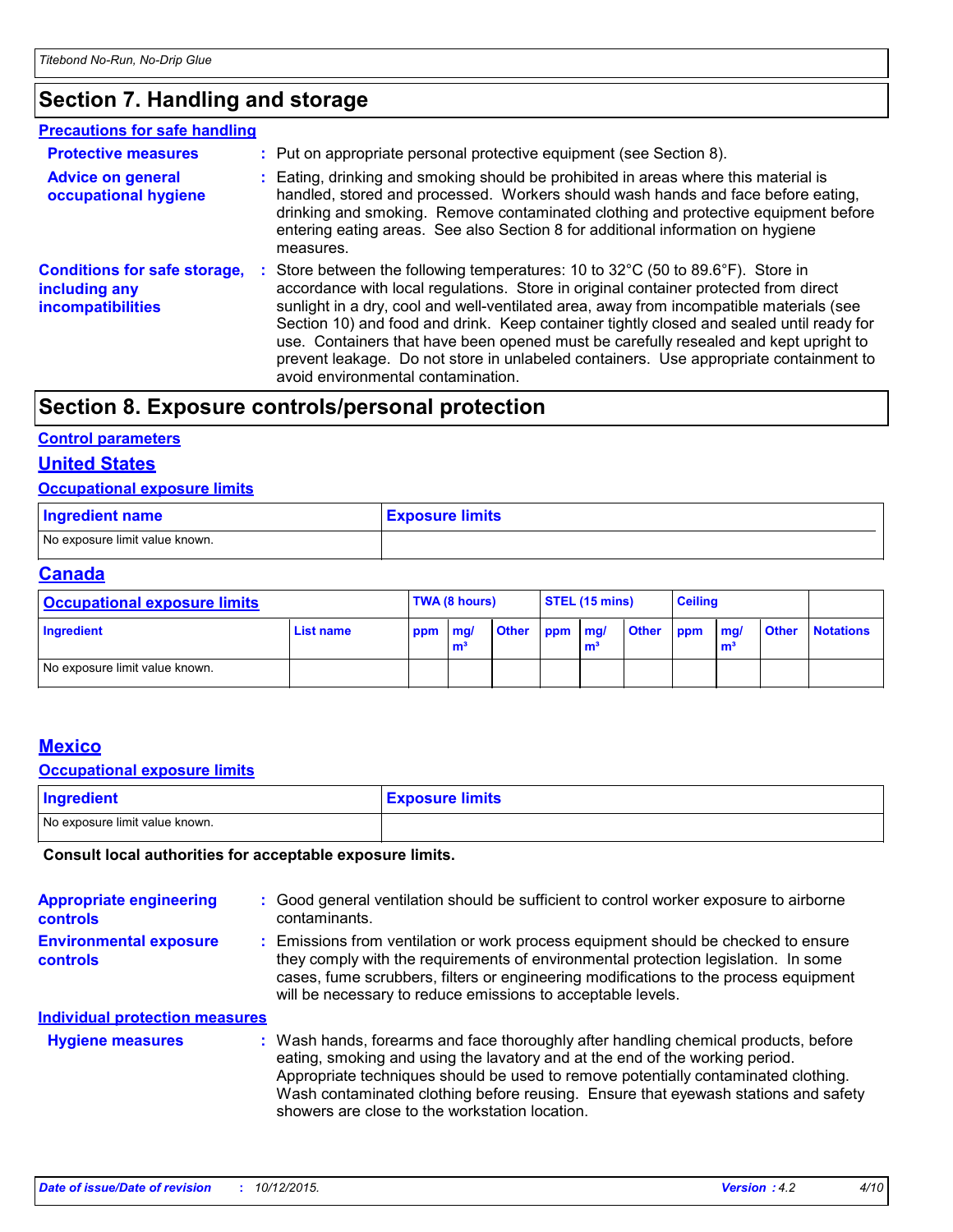## Section 7. Handling and storage

**Precautions for safe handling**

**Protective measures** : Put on appropriate personal protective equipment (see Section 8).

**Advice on general occupational hygiene** : Eating, drinking and smoking should be prohibited in areas where this material is handled, stored and processed. Workers should wash hands and face before eating, drinking and smoking. Remove contaminated clothing and protective equipment before entering eating areas. See also Section 8 for additional information on hygiene measures.

**Conditions for safe storage, including any incompatibilities** : Store between the following temperatures: 10 to 32°C (50 to 89.6°F). Store in accordance with local regulations. Store in original container protected from direct sunlight in a dry, cool and well-ventilated area, away from incompatible materials (see Section 10) and food and drink. Keep container tightly closed and sealed until ready for use. Containers that have been opened must be carefully resealed and kept upright to prevent leakage. Do not store in unlabeled containers. Use appropriate containment to avoid environmental contamination.

## Section 8. Exposure controls/personal protection

**Control parameters**

### United States

**Occupational exposure limits**

| Ingredient name | Exposure limits |
|---|---|
| No exposure limit value known. | |

### Canada

| Occupational exposure limits | | TWA (8 hours) | | | STEL (15 mins) | | | Ceiling | | | |
|---|---|---|---|---|---|---|---|---|---|---|---|
| Ingredient | List name | ppm | mg/m³ | Other | ppm | mg/m³ | Other | ppm | mg/m³ | Other | Notations |
| No exposure limit value known. | | | | | | | | | | | |

### Mexico

**Occupational exposure limits**

| Ingredient | Exposure limits |
|---|---|
| No exposure limit value known. | |

**Consult local authorities for acceptable exposure limits.**

**Appropriate engineering controls** : Good general ventilation should be sufficient to control worker exposure to airborne contaminants.

**Environmental exposure controls** : Emissions from ventilation or work process equipment should be checked to ensure they comply with the requirements of environmental protection legislation. In some cases, fume scrubbers, filters or engineering modifications to the process equipment will be necessary to reduce emissions to acceptable levels.

**Individual protection measures**

**Hygiene measures** : Wash hands, forearms and face thoroughly after handling chemical products, before eating, smoking and using the lavatory and at the end of the working period. Appropriate techniques should be used to remove potentially contaminated clothing. Wash contaminated clothing before reusing. Ensure that eyewash stations and safety showers are close to the workstation location.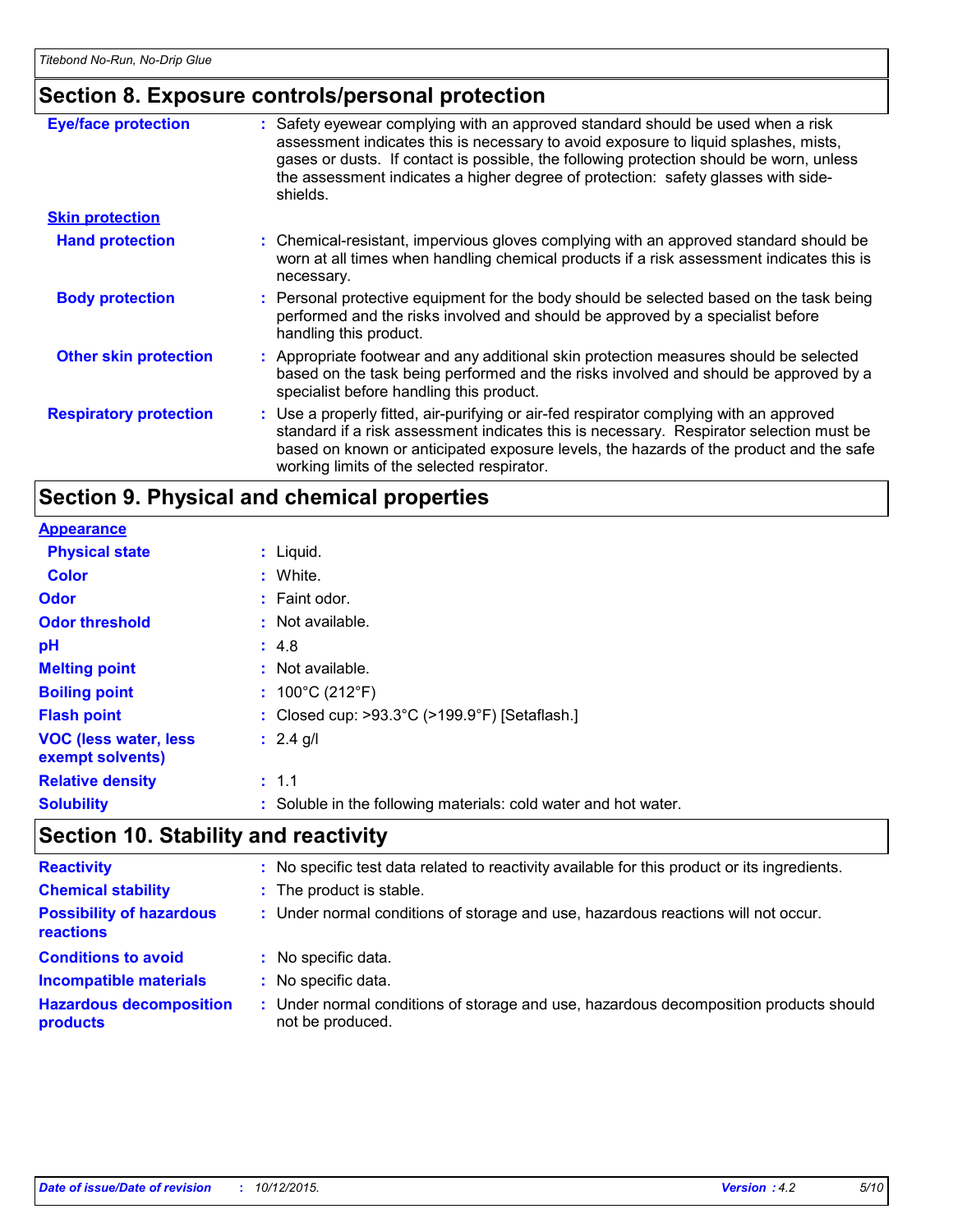## Section 8. Exposure controls/personal protection

**Eye/face protection** : Safety eyewear complying with an approved standard should be used when a risk assessment indicates this is necessary to avoid exposure to liquid splashes, mists, gases or dusts. If contact is possible, the following protection should be worn, unless the assessment indicates a higher degree of protection: safety glasses with side-shields.

**Skin protection**

**Hand protection** : Chemical-resistant, impervious gloves complying with an approved standard should be worn at all times when handling chemical products if a risk assessment indicates this is necessary.

**Body protection** : Personal protective equipment for the body should be selected based on the task being performed and the risks involved and should be approved by a specialist before handling this product.

**Other skin protection** : Appropriate footwear and any additional skin protection measures should be selected based on the task being performed and the risks involved and should be approved by a specialist before handling this product.

**Respiratory protection** : Use a properly fitted, air-purifying or air-fed respirator complying with an approved standard if a risk assessment indicates this is necessary. Respirator selection must be based on known or anticipated exposure levels, the hazards of the product and the safe working limits of the selected respirator.

## Section 9. Physical and chemical properties

**Appearance**

**Physical state** : Liquid.

**Color** : White.

**Odor** : Faint odor.

**Odor threshold** : Not available.

**pH** : 4.8

**Melting point** : Not available.

**Boiling point** : 100°C (212°F)

**Flash point** : Closed cup: >93.3°C (>199.9°F) [Setaflash.]

**VOC (less water, less exempt solvents)** : 2.4 g/l

**Relative density** : 1.1

**Solubility** : Soluble in the following materials: cold water and hot water.

## Section 10. Stability and reactivity

**Reactivity** : No specific test data related to reactivity available for this product or its ingredients.

**Chemical stability** : The product is stable.

**Possibility of hazardous reactions** : Under normal conditions of storage and use, hazardous reactions will not occur.

**Conditions to avoid** : No specific data.

**Incompatible materials** : No specific data.

**Hazardous decomposition products** : Under normal conditions of storage and use, hazardous decomposition products should not be produced.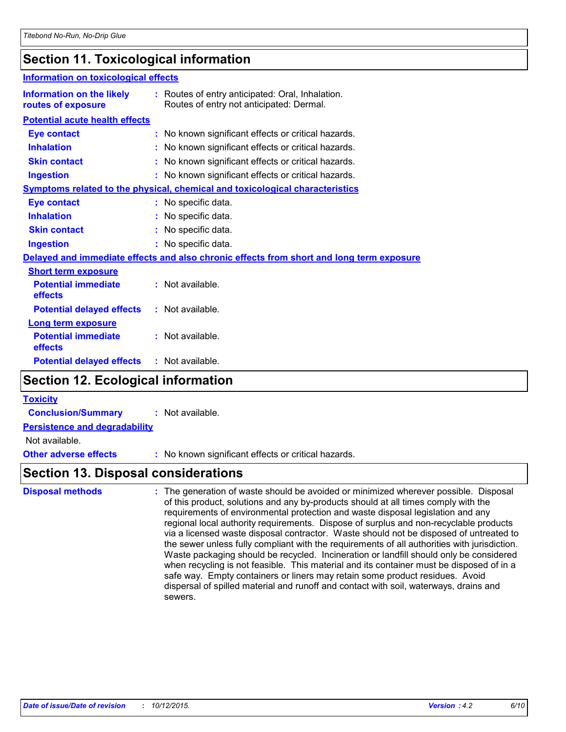## Section 11. Toxicological information

### Information on toxicological effects

**Information on the likely routes of exposure** : Routes of entry anticipated: Oral, Inhalation.
Routes of entry not anticipated: Dermal.

**Potential acute health effects**

| | |
|---|---|
| **Eye contact** | : No known significant effects or critical hazards. |
| **Inhalation** | : No known significant effects or critical hazards. |
| **Skin contact** | : No known significant effects or critical hazards. |
| **Ingestion** | : No known significant effects or critical hazards. |

**Symptoms related to the physical, chemical and toxicological characteristics**

| | |
|---|---|
| **Eye contact** | : No specific data. |
| **Inhalation** | : No specific data. |
| **Skin contact** | : No specific data. |
| **Ingestion** | : No specific data. |

**Delayed and immediate effects and also chronic effects from short and long term exposure**

**Short term exposure**

| | |
|---|---|
| **Potential immediate effects** | : Not available. |
| **Potential delayed effects** | : Not available. |

**Long term exposure**

| | |
|---|---|
| **Potential immediate effects** | : Not available. |
| **Potential delayed effects** | : Not available. |

## Section 12. Ecological information

**Toxicity**

**Conclusion/Summary** : Not available.

**Persistence and degradability**

Not available.

**Other adverse effects** : No known significant effects or critical hazards.

## Section 13. Disposal considerations

**Disposal methods** : The generation of waste should be avoided or minimized wherever possible. Disposal of this product, solutions and any by-products should at all times comply with the requirements of environmental protection and waste disposal legislation and any regional local authority requirements. Dispose of surplus and non-recyclable products via a licensed waste disposal contractor. Waste should not be disposed of untreated to the sewer unless fully compliant with the requirements of all authorities with jurisdiction. Waste packaging should be recycled. Incineration or landfill should only be considered when recycling is not feasible. This material and its container must be disposed of in a safe way. Empty containers or liners may retain some product residues. Avoid dispersal of spilled material and runoff and contact with soil, waterways, drains and sewers.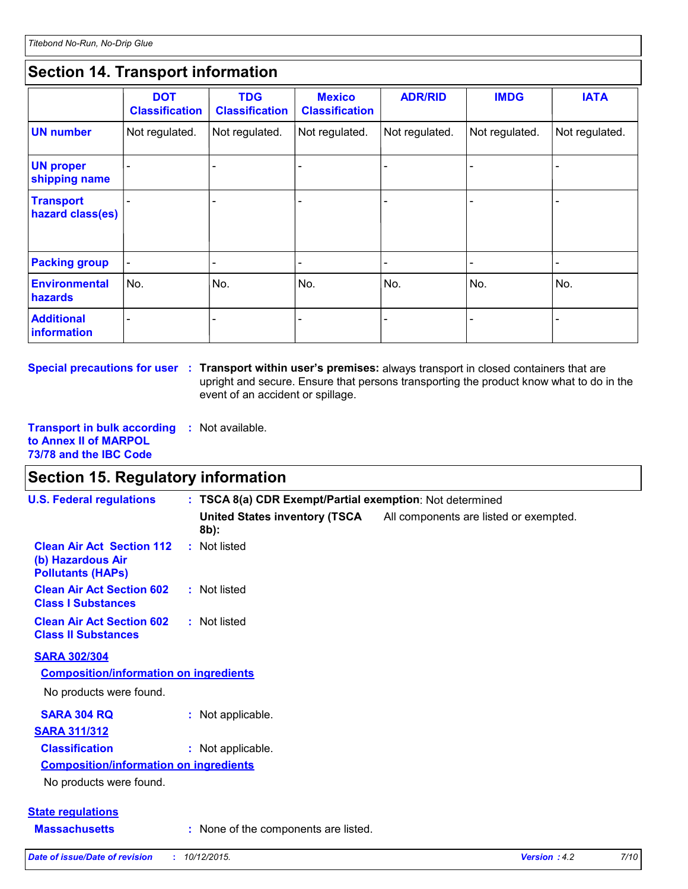## Section 14. Transport information

| | DOT Classification | TDG Classification | Mexico Classification | ADR/RID | IMDG | IATA |
|---|---|---|---|---|---|---|
| UN number | Not regulated. | Not regulated. | Not regulated. | Not regulated. | Not regulated. | Not regulated. |
| UN proper shipping name | - | - | - | - | - | - |
| Transport hazard class(es) | - | - | - | - | - | - |
| Packing group | - | - | - | - | - | - |
| Environmental hazards | No. | No. | No. | No. | No. | No. |
| Additional information | - | - | - | - | - | - |

**Special precautions for user** : **Transport within user's premises:** always transport in closed containers that are upright and secure. Ensure that persons transporting the product know what to do in the event of an accident or spillage.

**Transport in bulk according to Annex II of MARPOL 73/78 and the IBC Code** : Not available.

## Section 15. Regulatory information

**U.S. Federal regulations** : **TSCA 8(a) CDR Exempt/Partial exemption**: Not determined

**United States inventory (TSCA 8b):** All components are listed or exempted.

**Clean Air Act Section 112 (b) Hazardous Air Pollutants (HAPs)** : Not listed

**Clean Air Act Section 602 Class I Substances** : Not listed

**Clean Air Act Section 602 Class II Substances** : Not listed

**SARA 302/304**

**Composition/information on ingredients**

No products were found.

**SARA 304 RQ** : Not applicable.

**SARA 311/312**

**Classification** : Not applicable.

**Composition/information on ingredients**

No products were found.

**State regulations**

**Massachusetts** : None of the components are listed.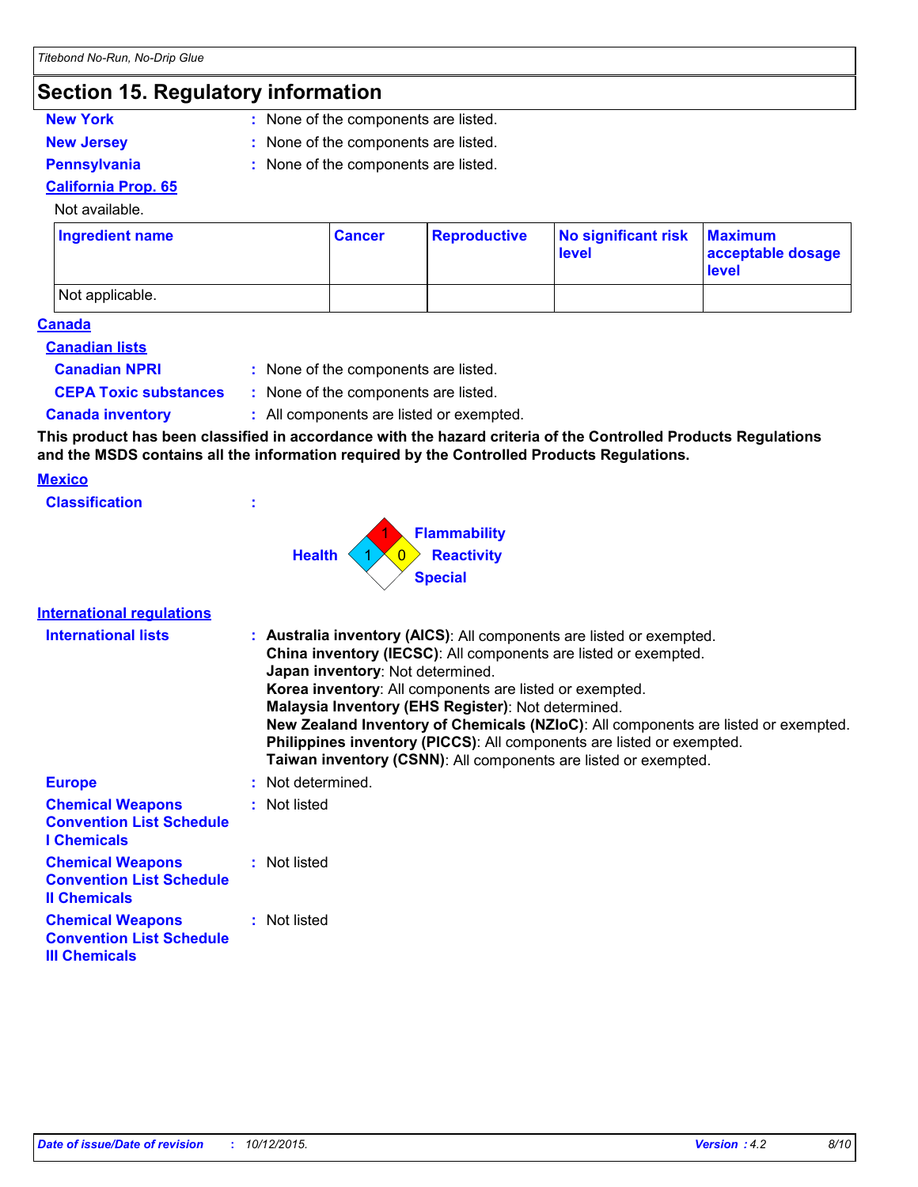# Section 15. Regulatory information

**New York** : None of the components are listed.

**New Jersey** : None of the components are listed.

**Pennsylvania** : None of the components are listed.

**California Prop. 65**

Not available.

| Ingredient name | Cancer | Reproductive | No significant risk level | Maximum acceptable dosage level |
|---|---|---|---|---|
| Not applicable. | | | | |

## Canada

**Canadian lists**

**Canadian NPRI** : None of the components are listed.

**CEPA Toxic substances** : None of the components are listed.

**Canada inventory** : All components are listed or exempted.

**This product has been classified in accordance with the hazard criteria of the Controlled Products Regulations and the MSDS contains all the information required by the Controlled Products Regulations.**

## Mexico

**Classification** :

Health: 1
Flammability: 1
Reactivity: 0
Special:

## International regulations

**International lists** :
**Australia inventory (AICS)**: All components are listed or exempted.
**China inventory (IECSC)**: All components are listed or exempted.
**Japan inventory**: Not determined.
**Korea inventory**: All components are listed or exempted.
**Malaysia Inventory (EHS Register)**: Not determined.
**New Zealand Inventory of Chemicals (NZIoC)**: All components are listed or exempted.
**Philippines inventory (PICCS)**: All components are listed or exempted.
**Taiwan inventory (CSNN)**: All components are listed or exempted.

**Europe** : Not determined.

**Chemical Weapons Convention List Schedule I Chemicals** : Not listed

**Chemical Weapons Convention List Schedule II Chemicals** : Not listed

**Chemical Weapons Convention List Schedule III Chemicals** : Not listed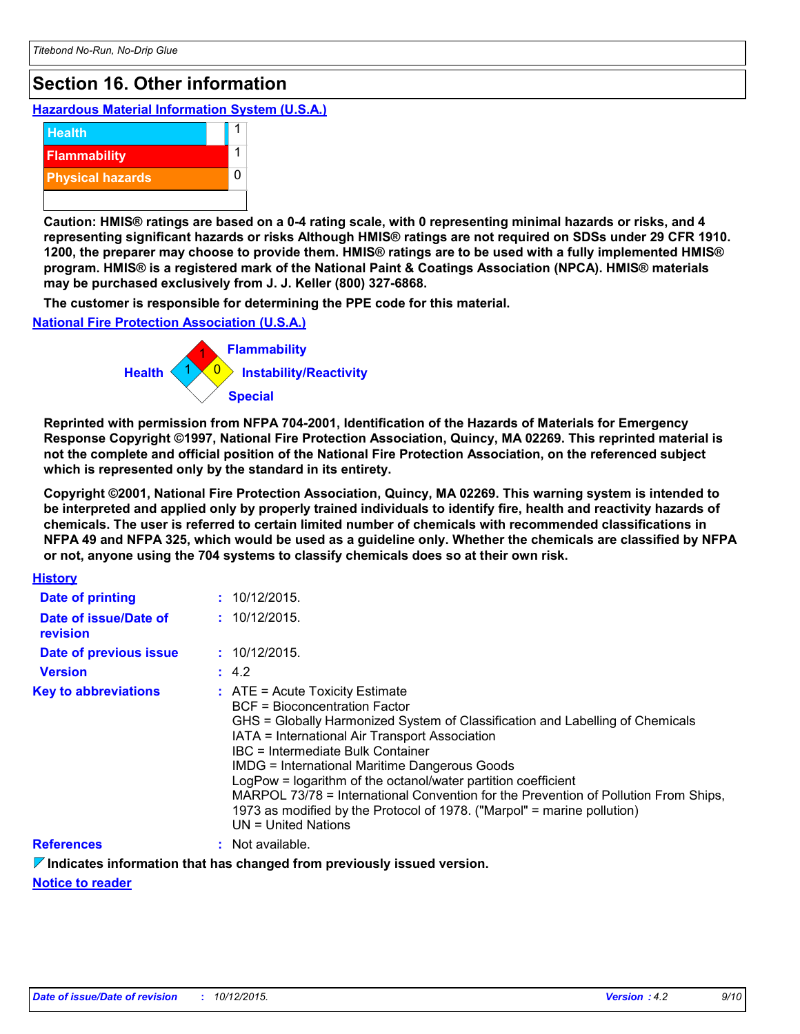## Section 16. Other information

**Hazardous Material Information System (U.S.A.)**

| Health | 1 |
|---|---|
| Flammability | 1 |
| Physical hazards | 0 |
| | |

**Caution: HMIS® ratings are based on a 0-4 rating scale, with 0 representing minimal hazards or risks, and 4 representing significant hazards or risks Although HMIS® ratings are not required on SDSs under 29 CFR 1910. 1200, the preparer may choose to provide them. HMIS® ratings are to be used with a fully implemented HMIS® program. HMIS® is a registered mark of the National Paint & Coatings Association (NPCA). HMIS® materials may be purchased exclusively from J. J. Keller (800) 327-6868.**

**The customer is responsible for determining the PPE code for this material.**

**National Fire Protection Association (U.S.A.)**

- Health: 1
- Flammability: 1
- Instability/Reactivity: 0
- Special:

**Reprinted with permission from NFPA 704-2001, Identification of the Hazards of Materials for Emergency Response Copyright ©1997, National Fire Protection Association, Quincy, MA 02269. This reprinted material is not the complete and official position of the National Fire Protection Association, on the referenced subject which is represented only by the standard in its entirety.**

**Copyright ©2001, National Fire Protection Association, Quincy, MA 02269. This warning system is intended to be interpreted and applied only by properly trained individuals to identify fire, health and reactivity hazards of chemicals. The user is referred to certain limited number of chemicals with recommended classifications in NFPA 49 and NFPA 325, which would be used as a guideline only. Whether the chemicals are classified by NFPA or not, anyone using the 704 systems to classify chemicals does so at their own risk.**

**History**

**Date of printing** : 10/12/2015.

**Date of issue/Date of revision** : 10/12/2015.

**Date of previous issue** : 10/12/2015.

**Version** : 4.2

**Key to abbreviations** :
ATE = Acute Toxicity Estimate
BCF = Bioconcentration Factor
GHS = Globally Harmonized System of Classification and Labelling of Chemicals
IATA = International Air Transport Association
IBC = Intermediate Bulk Container
IMDG = International Maritime Dangerous Goods
LogPow = logarithm of the octanol/water partition coefficient
MARPOL 73/78 = International Convention for the Prevention of Pollution From Ships, 1973 as modified by the Protocol of 1978. ("Marpol" = marine pollution)
UN = United Nations

**References** : Not available.

**Indicates information that has changed from previously issued version.**

**Notice to reader**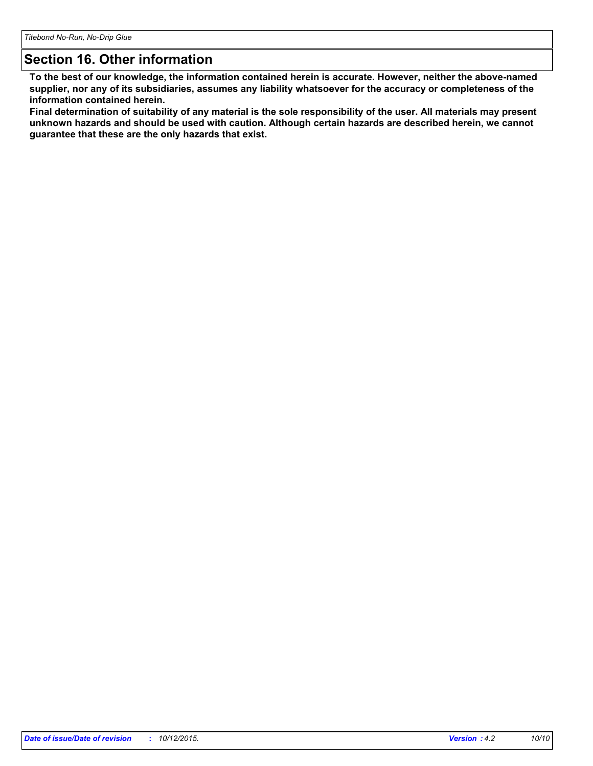## Section 16. Other information

**To the best of our knowledge, the information contained herein is accurate. However, neither the above-named supplier, nor any of its subsidiaries, assumes any liability whatsoever for the accuracy or completeness of the information contained herein.**

**Final determination of suitability of any material is the sole responsibility of the user. All materials may present unknown hazards and should be used with caution. Although certain hazards are described herein, we cannot guarantee that these are the only hazards that exist.**